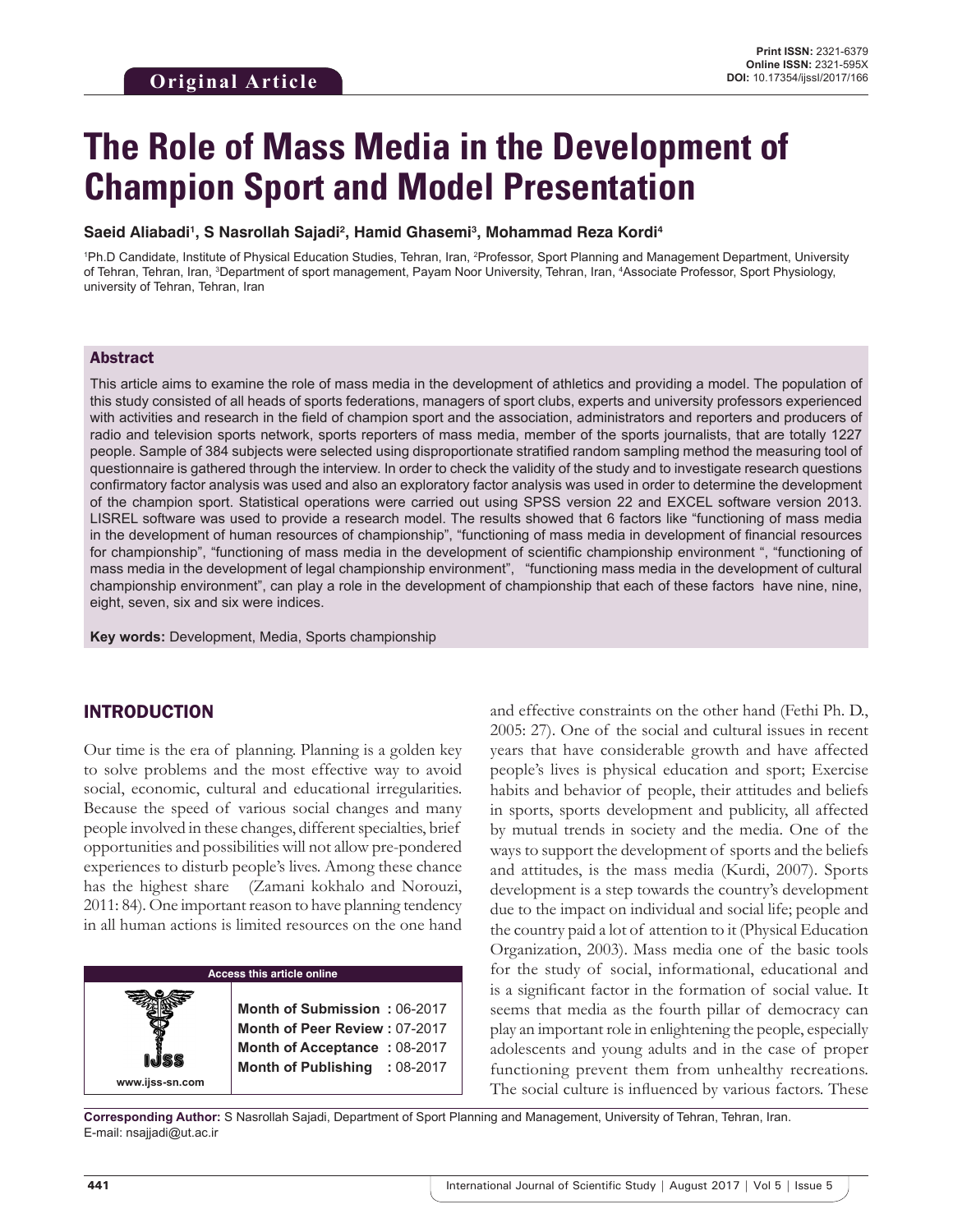Original Article

Print ISSN: 2321-6379
Online ISSN: 2321-595X
DOI: 10.17354/ijssI/2017/166

# The Role of Mass Media in the Development of Champion Sport and Model Presentation

**Saeid Aliabadi[1], S Nasrollah Sajadi[2], Hamid Ghasemi[3], Mohammad Reza Kordi[4]**

[1]Ph.D Candidate, Institute of Physical Education Studies, Tehran, Iran, [2]Professor, Sport Planning and Management Department, University of Tehran, Tehran, Iran, [3]Department of sport management, Payam Noor University, Tehran, Iran, [4]Associate Professor, Sport Physiology, university of Tehran, Tehran, Iran

## Abstract

This article aims to examine the role of mass media in the development of athletics and providing a model. The population of this study consisted of all heads of sports federations, managers of sport clubs, experts and university professors experienced with activities and research in the field of champion sport and the association, administrators and reporters and producers of radio and television sports network, sports reporters of mass media, member of the sports journalists, that are totally 1227 people. Sample of 384 subjects were selected using disproportionate stratified random sampling method the measuring tool of questionnaire is gathered through the interview. In order to check the validity of the study and to investigate research questions confirmatory factor analysis was used and also an exploratory factor analysis was used in order to determine the development of the champion sport. Statistical operations were carried out using SPSS version 22 and EXCEL software version 2013. LISREL software was used to provide a research model. The results showed that 6 factors like "functioning of mass media in the development of human resources of championship", "functioning of mass media in development of financial resources for championship", "functioning of mass media in the development of scientific championship environment ", "functioning of mass media in the development of legal championship environment", "functioning mass media in the development of cultural championship environment", can play a role in the development of championship that each of these factors have nine, nine, eight, seven, six and six were indices.

**Key words:** Development, Media, Sports championship

## INTRODUCTION

Our time is the era of planning. Planning is a golden key to solve problems and the most effective way to avoid social, economic, cultural and educational irregularities. Because the speed of various social changes and many people involved in these changes, different specialties, brief opportunities and possibilities will not allow pre-pondered experiences to disturb people's lives. Among these chance has the highest share (Zamani kokhalo and Norouzi, 2011: 84). One important reason to have planning tendency in all human actions is limited resources on the one hand and effective constraints on the other hand (Fethi Ph. D., 2005: 27). One of the social and cultural issues in recent years that have considerable growth and have affected people's lives is physical education and sport; Exercise habits and behavior of people, their attitudes and beliefs in sports, sports development and publicity, all affected by mutual trends in society and the media. One of the ways to support the development of sports and the beliefs and attitudes, is the mass media (Kurdi, 2007). Sports development is a step towards the country's development due to the impact on individual and social life; people and the country paid a lot of attention to it (Physical Education Organization, 2003). Mass media one of the basic tools for the study of social, informational, educational and is a significant factor in the formation of social value. It seems that media as the fourth pillar of democracy can play an important role in enlightening the people, especially adolescents and young adults and in the case of proper functioning prevent them from unhealthy recreations. The social culture is influenced by various factors. These

| Access this article online | |
|---|---|
| www.ijss-sn.com | **Month of Submission :** 06-2017 |
| | **Month of Peer Review :** 07-2017 |
| | **Month of Acceptance :** 08-2017 |
| | **Month of Publishing :** 08-2017 |

**Corresponding Author:** S Nasrollah Sajadi, Department of Sport Planning and Management, University of Tehran, Tehran, Iran. E-mail: nsajjadi@ut.ac.ir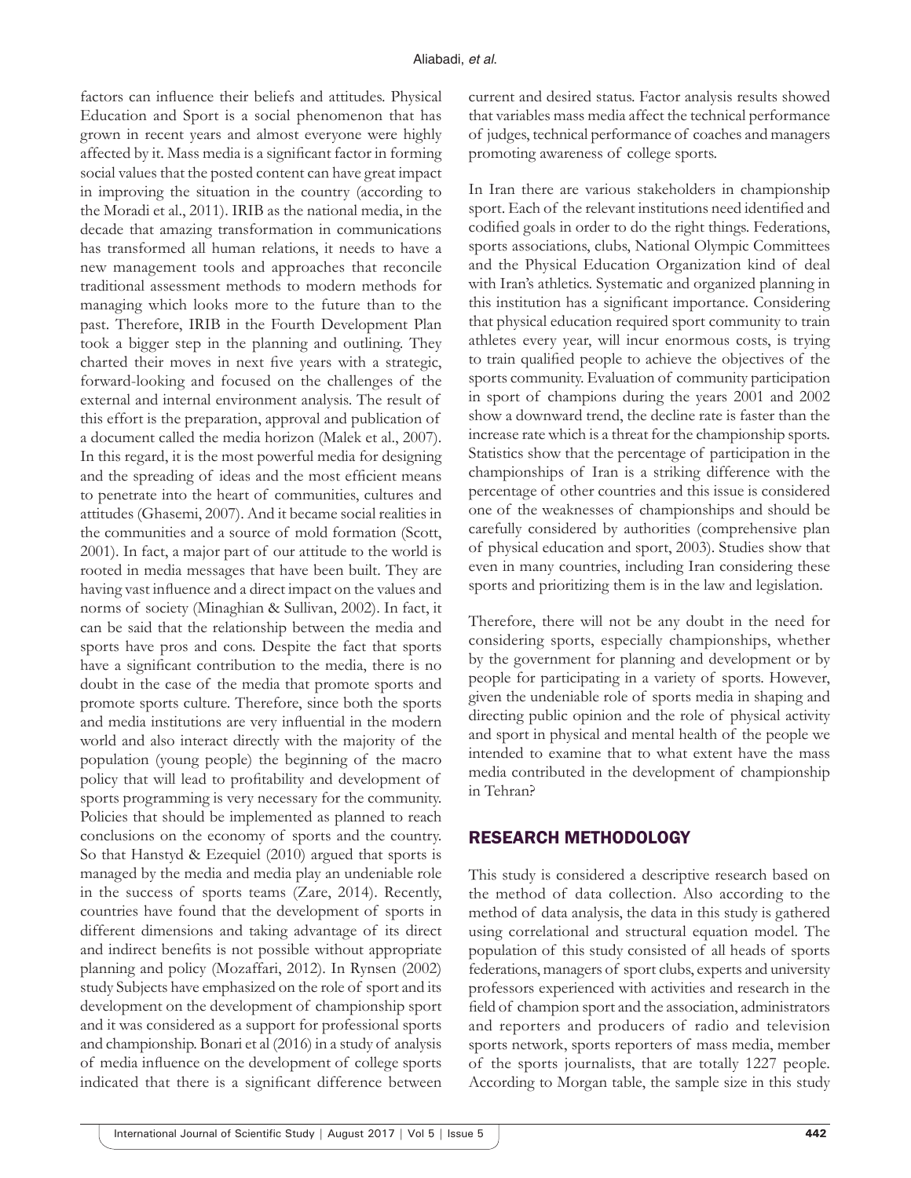factors can influence their beliefs and attitudes. Physical Education and Sport is a social phenomenon that has grown in recent years and almost everyone were highly affected by it. Mass media is a significant factor in forming social values that the posted content can have great impact in improving the situation in the country (according to the Moradi et al., 2011). IRIB as the national media, in the decade that amazing transformation in communications has transformed all human relations, it needs to have a new management tools and approaches that reconcile traditional assessment methods to modern methods for managing which looks more to the future than to the past. Therefore, IRIB in the Fourth Development Plan took a bigger step in the planning and outlining. They charted their moves in next five years with a strategic, forward-looking and focused on the challenges of the external and internal environment analysis. The result of this effort is the preparation, approval and publication of a document called the media horizon (Malek et al., 2007). In this regard, it is the most powerful media for designing and the spreading of ideas and the most efficient means to penetrate into the heart of communities, cultures and attitudes (Ghasemi, 2007). And it became social realities in the communities and a source of mold formation (Scott, 2001). In fact, a major part of our attitude to the world is rooted in media messages that have been built. They are having vast influence and a direct impact on the values and norms of society (Minaghian & Sullivan, 2002). In fact, it can be said that the relationship between the media and sports have pros and cons. Despite the fact that sports have a significant contribution to the media, there is no doubt in the case of the media that promote sports and promote sports culture. Therefore, since both the sports and media institutions are very influential in the modern world and also interact directly with the majority of the population (young people) the beginning of the macro policy that will lead to profitability and development of sports programming is very necessary for the community. Policies that should be implemented as planned to reach conclusions on the economy of sports and the country. So that Hanstyd & Ezequiel (2010) argued that sports is managed by the media and media play an undeniable role in the success of sports teams (Zare, 2014). Recently, countries have found that the development of sports in different dimensions and taking advantage of its direct and indirect benefits is not possible without appropriate planning and policy (Mozaffari, 2012). In Rynsen (2002) study Subjects have emphasized on the role of sport and its development on the development of championship sport and it was considered as a support for professional sports and championship. Bonari et al (2016) in a study of analysis of media influence on the development of college sports indicated that there is a significant difference between current and desired status. Factor analysis results showed that variables mass media affect the technical performance of judges, technical performance of coaches and managers promoting awareness of college sports.

In Iran there are various stakeholders in championship sport. Each of the relevant institutions need identified and codified goals in order to do the right things. Federations, sports associations, clubs, National Olympic Committees and the Physical Education Organization kind of deal with Iran's athletics. Systematic and organized planning in this institution has a significant importance. Considering that physical education required sport community to train athletes every year, will incur enormous costs, is trying to train qualified people to achieve the objectives of the sports community. Evaluation of community participation in sport of champions during the years 2001 and 2002 show a downward trend, the decline rate is faster than the increase rate which is a threat for the championship sports. Statistics show that the percentage of participation in the championships of Iran is a striking difference with the percentage of other countries and this issue is considered one of the weaknesses of championships and should be carefully considered by authorities (comprehensive plan of physical education and sport, 2003). Studies show that even in many countries, including Iran considering these sports and prioritizing them is in the law and legislation.

Therefore, there will not be any doubt in the need for considering sports, especially championships, whether by the government for planning and development or by people for participating in a variety of sports. However, given the undeniable role of sports media in shaping and directing public opinion and the role of physical activity and sport in physical and mental health of the people we intended to examine that to what extent have the mass media contributed in the development of championship in Tehran?

## RESEARCH METHODOLOGY

This study is considered a descriptive research based on the method of data collection. Also according to the method of data analysis, the data in this study is gathered using correlational and structural equation model. The population of this study consisted of all heads of sports federations, managers of sport clubs, experts and university professors experienced with activities and research in the field of champion sport and the association, administrators and reporters and producers of radio and television sports network, sports reporters of mass media, member of the sports journalists, that are totally 1227 people. According to Morgan table, the sample size in this study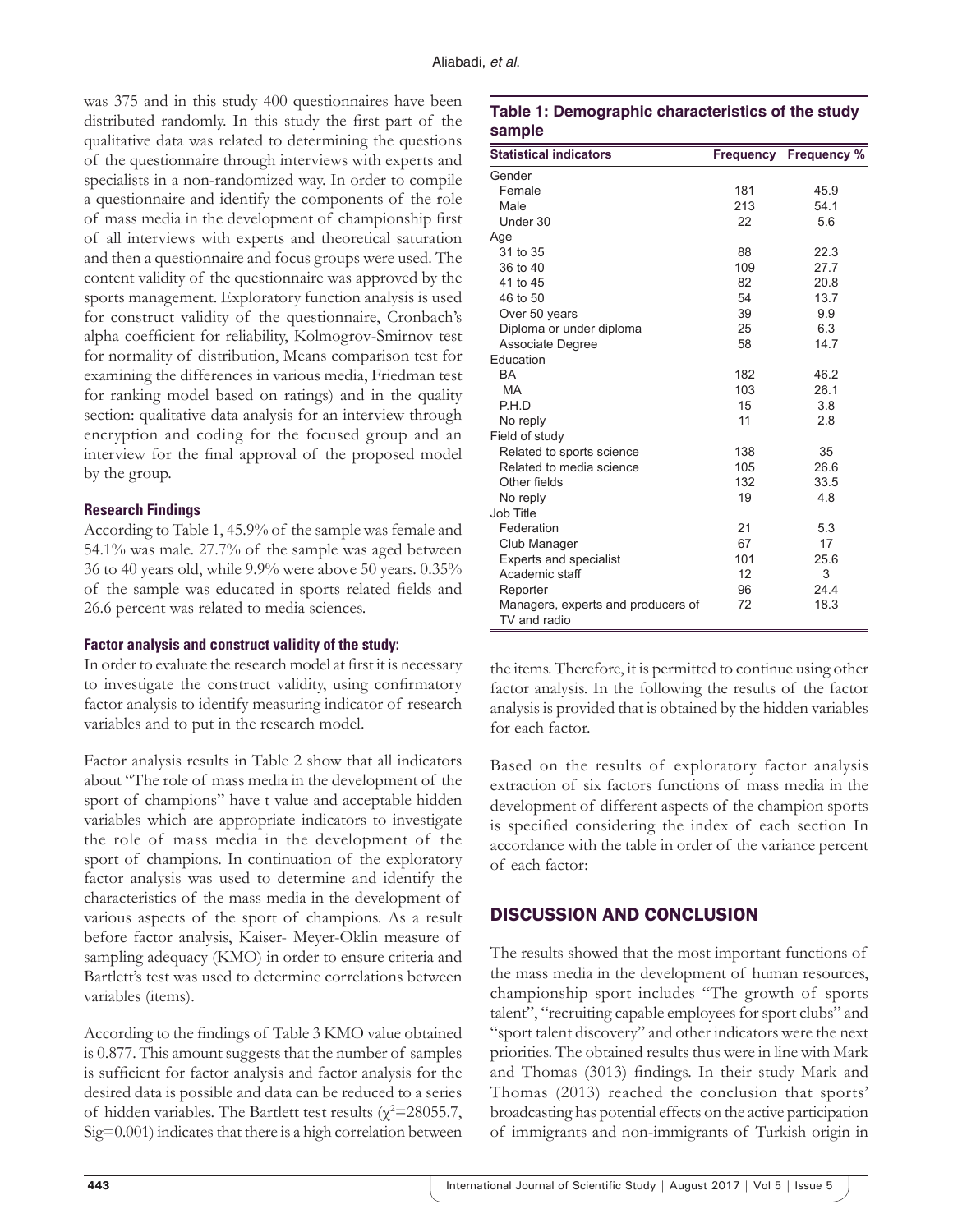was 375 and in this study 400 questionnaires have been distributed randomly. In this study the first part of the qualitative data was related to determining the questions of the questionnaire through interviews with experts and specialists in a non-randomized way. In order to compile a questionnaire and identify the components of the role of mass media in the development of championship first of all interviews with experts and theoretical saturation and then a questionnaire and focus groups were used. The content validity of the questionnaire was approved by the sports management. Exploratory function analysis is used for construct validity of the questionnaire, Cronbach's alpha coefficient for reliability, Kolmogrov-Smirnov test for normality of distribution, Means comparison test for examining the differences in various media, Friedman test for ranking model based on ratings) and in the quality section: qualitative data analysis for an interview through encryption and coding for the focused group and an interview for the final approval of the proposed model by the group.

### Research Findings

According to Table 1, 45.9% of the sample was female and 54.1% was male. 27.7% of the sample was aged between 36 to 40 years old, while 9.9% were above 50 years. 0.35% of the sample was educated in sports related fields and 26.6 percent was related to media sciences.

### Factor analysis and construct validity of the study:

In order to evaluate the research model at first it is necessary to investigate the construct validity, using confirmatory factor analysis to identify measuring indicator of research variables and to put in the research model.

Factor analysis results in Table 2 show that all indicators about "The role of mass media in the development of the sport of champions" have t value and acceptable hidden variables which are appropriate indicators to investigate the role of mass media in the development of the sport of champions. In continuation of the exploratory factor analysis was used to determine and identify the characteristics of the mass media in the development of various aspects of the sport of champions. As a result before factor analysis, Kaiser- Meyer-Oklin measure of sampling adequacy (KMO) in order to ensure criteria and Bartlett's test was used to determine correlations between variables (items).

According to the findings of Table 3 KMO value obtained is 0.877. This amount suggests that the number of samples is sufficient for factor analysis and factor analysis for the desired data is possible and data can be reduced to a series of hidden variables. The Bartlett test results ($\chi^2$=28055.7, Sig=0.001) indicates that there is a high correlation between the items. Therefore, it is permitted to continue using other factor analysis. In the following the results of the factor analysis is provided that is obtained by the hidden variables for each factor.

**Table 1: Demographic characteristics of the study sample**

| Statistical indicators | Frequency | Frequency % |
|---|---|---|
| Gender | | |
| Female | 181 | 45.9 |
| Male | 213 | 54.1 |
| Under 30 | 22 | 5.6 |
| Age | | |
| 31 to 35 | 88 | 22.3 |
| 36 to 40 | 109 | 27.7 |
| 41 to 45 | 82 | 20.8 |
| 46 to 50 | 54 | 13.7 |
| Over 50 years | 39 | 9.9 |
| Diploma or under diploma | 25 | 6.3 |
| Associate Degree | 58 | 14.7 |
| Education | | |
| BA | 182 | 46.2 |
| MA | 103 | 26.1 |
| P.H.D | 15 | 3.8 |
| No reply | 11 | 2.8 |
| Field of study | | |
| Related to sports science | 138 | 35 |
| Related to media science | 105 | 26.6 |
| Other fields | 132 | 33.5 |
| No reply | 19 | 4.8 |
| Job Title | | |
| Federation | 21 | 5.3 |
| Club Manager | 67 | 17 |
| Experts and specialist | 101 | 25.6 |
| Academic staff | 12 | 3 |
| Reporter | 96 | 24.4 |
| Managers, experts and producers of TV and radio | 72 | 18.3 |

Based on the results of exploratory factor analysis extraction of six factors functions of mass media in the development of different aspects of the champion sports is specified considering the index of each section In accordance with the table in order of the variance percent of each factor:

## DISCUSSION AND CONCLUSION

The results showed that the most important functions of the mass media in the development of human resources, championship sport includes "The growth of sports talent", "recruiting capable employees for sport clubs" and "sport talent discovery" and other indicators were the next priorities. The obtained results thus were in line with Mark and Thomas (3013) findings. In their study Mark and Thomas (2013) reached the conclusion that sports' broadcasting has potential effects on the active participation of immigrants and non-immigrants of Turkish origin in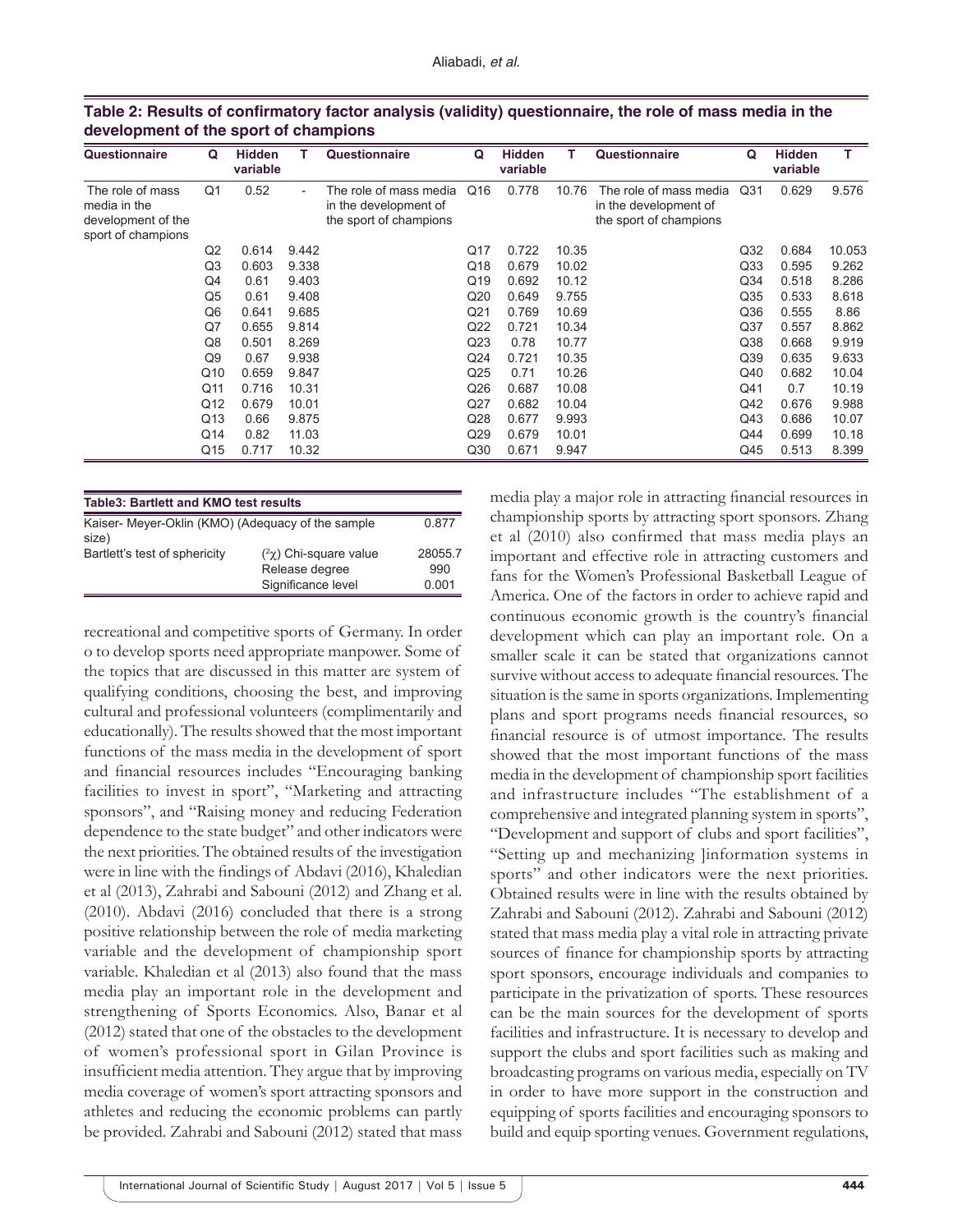**Table 2: Results of confirmatory factor analysis (validity) questionnaire, the role of mass media in the development of the sport of champions**

| Questionnaire | Q | Hidden variable | T | Questionnaire | Q | Hidden variable | T | Questionnaire | Q | Hidden variable | T |
|---|---|---|---|---|---|---|---|---|---|---|---|
| The role of mass media in the development of the sport of champions | Q1 | 0.52 | - | The role of mass media in the development of the sport of champions | Q16 | 0.778 | 10.76 | The role of mass media in the development of the sport of champions | Q31 | 0.629 | 9.576 |
| | Q2 | 0.614 | 9.442 | | Q17 | 0.722 | 10.35 | | Q32 | 0.684 | 10.053 |
| | Q3 | 0.603 | 9.338 | | Q18 | 0.679 | 10.02 | | Q33 | 0.595 | 9.262 |
| | Q4 | 0.61 | 9.403 | | Q19 | 0.692 | 10.12 | | Q34 | 0.518 | 8.286 |
| | Q5 | 0.61 | 9.408 | | Q20 | 0.649 | 9.755 | | Q35 | 0.533 | 8.618 |
| | Q6 | 0.641 | 9.685 | | Q21 | 0.769 | 10.69 | | Q36 | 0.555 | 8.86 |
| | Q7 | 0.655 | 9.814 | | Q22 | 0.721 | 10.34 | | Q37 | 0.557 | 8.862 |
| | Q8 | 0.501 | 8.269 | | Q23 | 0.78 | 10.77 | | Q38 | 0.668 | 9.919 |
| | Q9 | 0.67 | 9.938 | | Q24 | 0.721 | 10.35 | | Q39 | 0.635 | 9.633 |
| | Q10 | 0.659 | 9.847 | | Q25 | 0.71 | 10.26 | | Q40 | 0.682 | 10.04 |
| | Q11 | 0.716 | 10.31 | | Q26 | 0.687 | 10.08 | | Q41 | 0.7 | 10.19 |
| | Q12 | 0.679 | 10.01 | | Q27 | 0.682 | 10.04 | | Q42 | 0.676 | 9.988 |
| | Q13 | 0.66 | 9.875 | | Q28 | 0.677 | 9.993 | | Q43 | 0.686 | 10.07 |
| | Q14 | 0.82 | 11.03 | | Q29 | 0.679 | 10.01 | | Q44 | 0.699 | 10.18 |
| | Q15 | 0.717 | 10.32 | | Q30 | 0.671 | 9.947 | | Q45 | 0.513 | 8.399 |

**Table3: Bartlett and KMO test results**

| | | |
|---|---|---|
| Kaiser- Meyer-Oklin (KMO) (Adequacy of the sample size) | | 0.877 |
| Bartlett's test of sphericity | ($^2\chi$) Chi-square value | 28055.7 |
| | Release degree | 990 |
| | Significance level | 0.001 |

recreational and competitive sports of Germany. In order o to develop sports need appropriate manpower. Some of the topics that are discussed in this matter are system of qualifying conditions, choosing the best, and improving cultural and professional volunteers (complimentarily and educationally). The results showed that the most important functions of the mass media in the development of sport and financial resources includes "Encouraging banking facilities to invest in sport", "Marketing and attracting sponsors", and "Raising money and reducing Federation dependence to the state budget" and other indicators were the next priorities. The obtained results of the investigation were in line with the findings of Abdavi (2016), Khaledian et al (2013), Zahrabi and Sabouni (2012) and Zhang et al. (2010). Abdavi (2016) concluded that there is a strong positive relationship between the role of media marketing variable and the development of championship sport variable. Khaledian et al (2013) also found that the mass media play an important role in the development and strengthening of Sports Economics. Also, Banar et al (2012) stated that one of the obstacles to the development of women's professional sport in Gilan Province is insufficient media attention. They argue that by improving media coverage of women's sport attracting sponsors and athletes and reducing the economic problems can partly be provided. Zahrabi and Sabouni (2012) stated that mass media play a major role in attracting financial resources in championship sports by attracting sport sponsors. Zhang et al (2010) also confirmed that mass media plays an important and effective role in attracting customers and fans for the Women's Professional Basketball League of America. One of the factors in order to achieve rapid and continuous economic growth is the country's financial development which can play an important role. On a smaller scale it can be stated that organizations cannot survive without access to adequate financial resources. The situation is the same in sports organizations. Implementing plans and sport programs needs financial resources, so financial resource is of utmost importance. The results showed that the most important functions of the mass media in the development of championship sport facilities and infrastructure includes "The establishment of a comprehensive and integrated planning system in sports", "Development and support of clubs and sport facilities", "Setting up and mechanizing ]information systems in sports" and other indicators were the next priorities. Obtained results were in line with the results obtained by Zahrabi and Sabouni (2012). Zahrabi and Sabouni (2012) stated that mass media play a vital role in attracting private sources of finance for championship sports by attracting sport sponsors, encourage individuals and companies to participate in the privatization of sports. These resources can be the main sources for the development of sports facilities and infrastructure. It is necessary to develop and support the clubs and sport facilities such as making and broadcasting programs on various media, especially on TV in order to have more support in the construction and equipping of sports facilities and encouraging sponsors to build and equip sporting venues. Government regulations,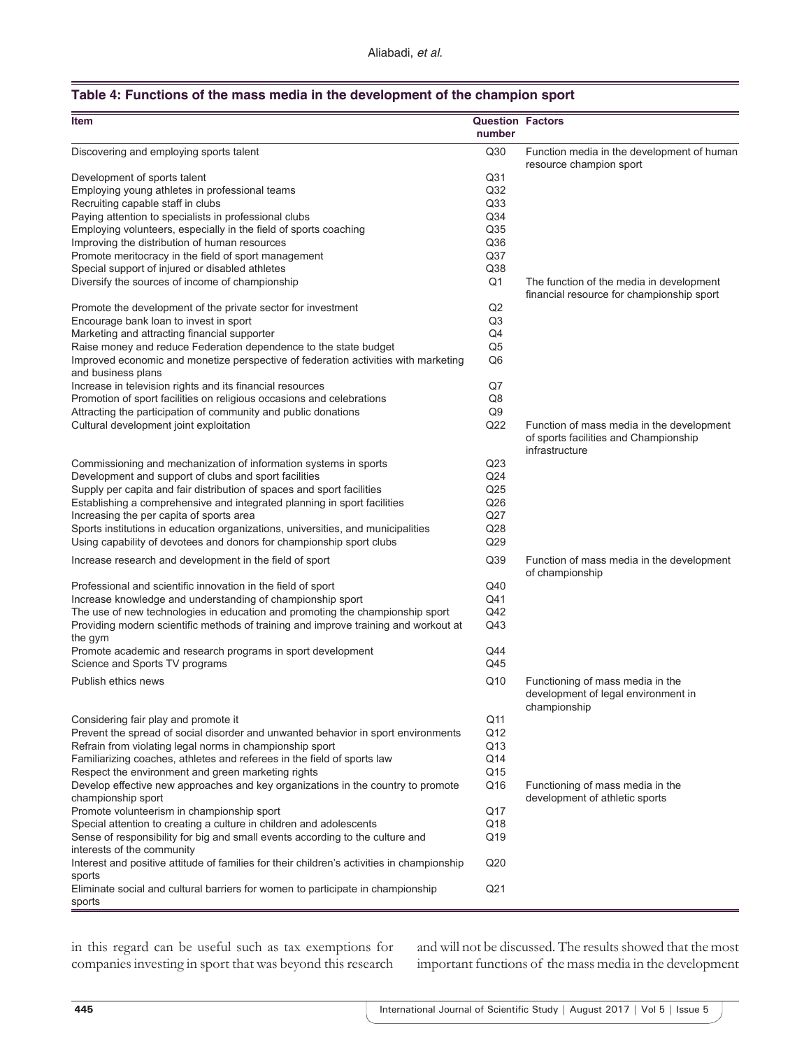**Table 4: Functions of the mass media in the development of the champion sport**

| Item | Question number | Factors |
|---|---|---|
| Discovering and employing sports talent | Q30 | Function media in the development of human resource champion sport |
| Development of sports talent | Q31 | |
| Employing young athletes in professional teams | Q32 | |
| Recruiting capable staff in clubs | Q33 | |
| Paying attention to specialists in professional clubs | Q34 | |
| Employing volunteers, especially in the field of sports coaching | Q35 | |
| Improving the distribution of human resources | Q36 | |
| Promote meritocracy in the field of sport management | Q37 | |
| Special support of injured or disabled athletes | Q38 | |
| Diversify the sources of income of championship | Q1 | The function of the media in development financial resource for championship sport |
| Promote the development of the private sector for investment | Q2 | |
| Encourage bank loan to invest in sport | Q3 | |
| Marketing and attracting financial supporter | Q4 | |
| Raise money and reduce Federation dependence to the state budget | Q5 | |
| Improved economic and monetize perspective of federation activities with marketing and business plans | Q6 | |
| Increase in television rights and its financial resources | Q7 | |
| Promotion of sport facilities on religious occasions and celebrations | Q8 | |
| Attracting the participation of community and public donations | Q9 | |
| Cultural development joint exploitation | Q22 | Function of mass media in the development of sports facilities and Championship infrastructure |
| Commissioning and mechanization of information systems in sports | Q23 | |
| Development and support of clubs and sport facilities | Q24 | |
| Supply per capita and fair distribution of spaces and sport facilities | Q25 | |
| Establishing a comprehensive and integrated planning in sport facilities | Q26 | |
| Increasing the per capita of sports area | Q27 | |
| Sports institutions in education organizations, universities, and municipalities | Q28 | |
| Using capability of devotees and donors for championship sport clubs | Q29 | |
| Increase research and development in the field of sport | Q39 | Function of mass media in the development of championship |
| Professional and scientific innovation in the field of sport | Q40 | |
| Increase knowledge and understanding of championship sport | Q41 | |
| The use of new technologies in education and promoting the championship sport | Q42 | |
| Providing modern scientific methods of training and improve training and workout at the gym | Q43 | |
| Promote academic and research programs in sport development | Q44 | |
| Science and Sports TV programs | Q45 | |
| Publish ethics news | Q10 | Functioning of mass media in the development of legal environment in championship |
| Considering fair play and promote it | Q11 | |
| Prevent the spread of social disorder and unwanted behavior in sport environments | Q12 | |
| Refrain from violating legal norms in championship sport | Q13 | |
| Familiarizing coaches, athletes and referees in the field of sports law | Q14 | |
| Respect the environment and green marketing rights | Q15 | |
| Develop effective new approaches and key organizations in the country to promote championship sport | Q16 | Functioning of mass media in the development of athletic sports |
| Promote volunteerism in championship sport | Q17 | |
| Special attention to creating a culture in children and adolescents | Q18 | |
| Sense of responsibility for big and small events according to the culture and interests of the community | Q19 | |
| Interest and positive attitude of families for their children's activities in championship sports | Q20 | |
| Eliminate social and cultural barriers for women to participate in championship sports | Q21 | |

in this regard can be useful such as tax exemptions for companies investing in sport that was beyond this research and will not be discussed. The results showed that the most important functions of the mass media in the development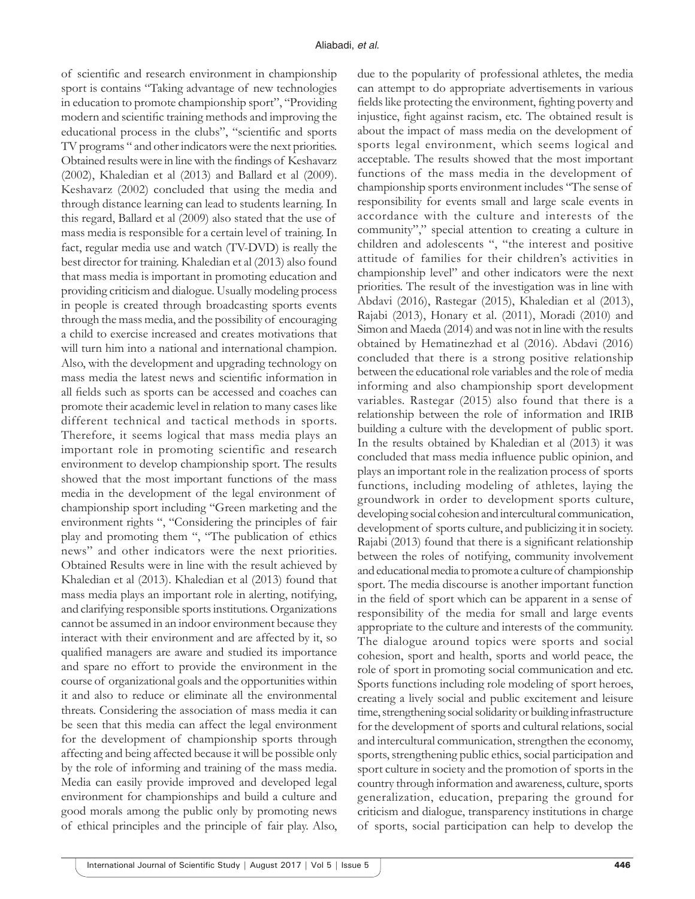of scientific and research environment in championship sport is contains "Taking advantage of new technologies in education to promote championship sport", "Providing modern and scientific training methods and improving the educational process in the clubs", "scientific and sports TV programs " and other indicators were the next priorities. Obtained results were in line with the findings of Keshavarz (2002), Khaledian et al (2013) and Ballard et al (2009). Keshavarz (2002) concluded that using the media and through distance learning can lead to students learning. In this regard, Ballard et al (2009) also stated that the use of mass media is responsible for a certain level of training. In fact, regular media use and watch (TV-DVD) is really the best director for training. Khaledian et al (2013) also found that mass media is important in promoting education and providing criticism and dialogue. Usually modeling process in people is created through broadcasting sports events through the mass media, and the possibility of encouraging a child to exercise increased and creates motivations that will turn him into a national and international champion. Also, with the development and upgrading technology on mass media the latest news and scientific information in all fields such as sports can be accessed and coaches can promote their academic level in relation to many cases like different technical and tactical methods in sports. Therefore, it seems logical that mass media plays an important role in promoting scientific and research environment to develop championship sport. The results showed that the most important functions of the mass media in the development of the legal environment of championship sport including "Green marketing and the environment rights ", "Considering the principles of fair play and promoting them ", "The publication of ethics news" and other indicators were the next priorities. Obtained Results were in line with the result achieved by Khaledian et al (2013). Khaledian et al (2013) found that mass media plays an important role in alerting, notifying, and clarifying responsible sports institutions. Organizations cannot be assumed in an indoor environment because they interact with their environment and are affected by it, so qualified managers are aware and studied its importance and spare no effort to provide the environment in the course of organizational goals and the opportunities within it and also to reduce or eliminate all the environmental threats. Considering the association of mass media it can be seen that this media can affect the legal environment for the development of championship sports through affecting and being affected because it will be possible only by the role of informing and training of the mass media. Media can easily provide improved and developed legal environment for championships and build a culture and good morals among the public only by promoting news of ethical principles and the principle of fair play. Also, due to the popularity of professional athletes, the media can attempt to do appropriate advertisements in various fields like protecting the environment, fighting poverty and injustice, fight against racism, etc. The obtained result is about the impact of mass media on the development of sports legal environment, which seems logical and acceptable. The results showed that the most important functions of the mass media in the development of championship sports environment includes "The sense of responsibility for events small and large scale events in accordance with the culture and interests of the community"," special attention to creating a culture in children and adolescents ", "the interest and positive attitude of families for their children's activities in championship level" and other indicators were the next priorities. The result of the investigation was in line with Abdavi (2016), Rastegar (2015), Khaledian et al (2013), Rajabi (2013), Honary et al. (2011), Moradi (2010) and Simon and Maeda (2014) and was not in line with the results obtained by Hematinezhad et al (2016). Abdavi (2016) concluded that there is a strong positive relationship between the educational role variables and the role of media informing and also championship sport development variables. Rastegar (2015) also found that there is a relationship between the role of information and IRIB building a culture with the development of public sport. In the results obtained by Khaledian et al (2013) it was concluded that mass media influence public opinion, and plays an important role in the realization process of sports functions, including modeling of athletes, laying the groundwork in order to development sports culture, developing social cohesion and intercultural communication, development of sports culture, and publicizing it in society. Rajabi (2013) found that there is a significant relationship between the roles of notifying, community involvement and educational media to promote a culture of championship sport. The media discourse is another important function in the field of sport which can be apparent in a sense of responsibility of the media for small and large events appropriate to the culture and interests of the community. The dialogue around topics were sports and social cohesion, sport and health, sports and world peace, the role of sport in promoting social communication and etc. Sports functions including role modeling of sport heroes, creating a lively social and public excitement and leisure time, strengthening social solidarity or building infrastructure for the development of sports and cultural relations, social and intercultural communication, strengthen the economy, sports, strengthening public ethics, social participation and sport culture in society and the promotion of sports in the country through information and awareness, culture, sports generalization, education, preparing the ground for criticism and dialogue, transparency institutions in charge of sports, social participation can help to develop the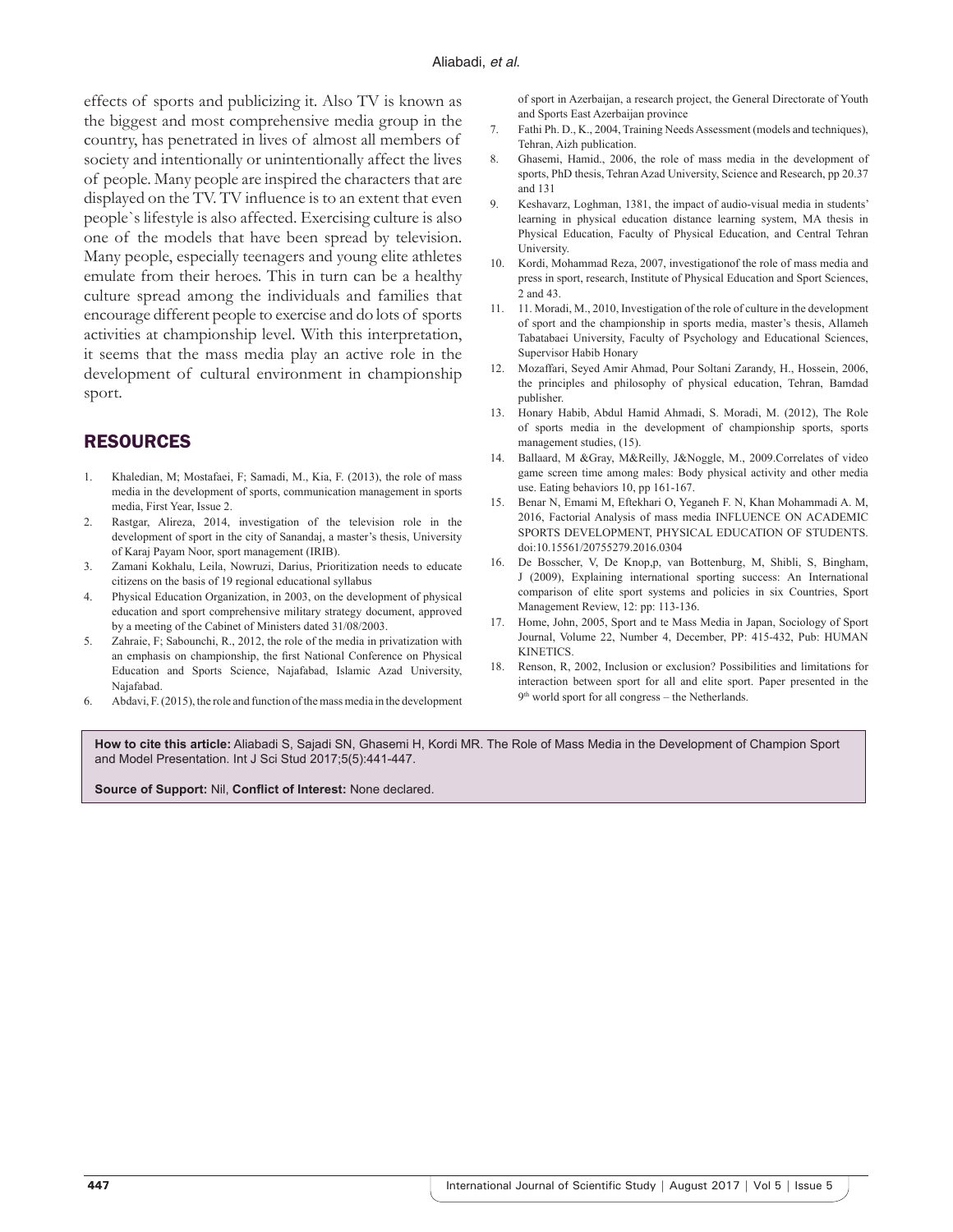effects of sports and publicizing it. Also TV is known as the biggest and most comprehensive media group in the country, has penetrated in lives of almost all members of society and intentionally or unintentionally affect the lives of people. Many people are inspired the characters that are displayed on the TV. TV influence is to an extent that even people`s lifestyle is also affected. Exercising culture is also one of the models that have been spread by television. Many people, especially teenagers and young elite athletes emulate from their heroes. This in turn can be a healthy culture spread among the individuals and families that encourage different people to exercise and do lots of sports activities at championship level. With this interpretation, it seems that the mass media play an active role in the development of cultural environment in championship sport.

## RESOURCES

1. Khaledian, M; Mostafaei, F; Samadi, M., Kia, F. (2013), the role of mass media in the development of sports, communication management in sports media, First Year, Issue 2.
2. Rastgar, Alireza, 2014, investigation of the television role in the development of sport in the city of Sanandaj, a master's thesis, University of Karaj Payam Noor, sport management (IRIB).
3. Zamani Kokhalu, Leila, Nowruzi, Darius, Prioritization needs to educate citizens on the basis of 19 regional educational syllabus
4. Physical Education Organization, in 2003, on the development of physical education and sport comprehensive military strategy document, approved by a meeting of the Cabinet of Ministers dated 31/08/2003.
5. Zahraie, F; Sabounchi, R., 2012, the role of the media in privatization with an emphasis on championship, the first National Conference on Physical Education and Sports Science, Najafabad, Islamic Azad University, Najafabad.
6. Abdavi, F. (2015), the role and function of the mass media in the development of sport in Azerbaijan, a research project, the General Directorate of Youth and Sports East Azerbaijan province
7. Fathi Ph. D., K., 2004, Training Needs Assessment (models and techniques), Tehran, Aizh publication.
8. Ghasemi, Hamid., 2006, the role of mass media in the development of sports, PhD thesis, Tehran Azad University, Science and Research, pp 20.37 and 131
9. Keshavarz, Loghman, 1381, the impact of audio-visual media in students' learning in physical education distance learning system, MA thesis in Physical Education, Faculty of Physical Education, and Central Tehran University.
10. Kordi, Mohammad Reza, 2007, investigationof the role of mass media and press in sport, research, Institute of Physical Education and Sport Sciences, 2 and 43.
11. 11. Moradi, M., 2010, Investigation of the role of culture in the development of sport and the championship in sports media, master's thesis, Allameh Tabatabaei University, Faculty of Psychology and Educational Sciences, Supervisor Habib Honary
12. Mozaffari, Seyed Amir Ahmad, Pour Soltani Zarandy, H., Hossein, 2006, the principles and philosophy of physical education, Tehran, Bamdad publisher.
13. Honary Habib, Abdul Hamid Ahmadi, S. Moradi, M. (2012), The Role of sports media in the development of championship sports, sports management studies, (15).
14. Ballaard, M &Gray, M&Reilly, J&Noggle, M., 2009.Correlates of video game screen time among males: Body physical activity and other media use. Eating behaviors 10, pp 161-167.
15. Benar N, Emami M, Eftekhari O, Yeganeh F. N, Khan Mohammadi A. M, 2016, Factorial Analysis of mass media INFLUENCE ON ACADEMIC SPORTS DEVELOPMENT, PHYSICAL EDUCATION OF STUDENTS. doi:10.15561/20755279.2016.0304
16. De Bosscher, V, De Knop,p, van Bottenburg, M, Shibli, S, Bingham, J (2009), Explaining international sporting success: An International comparison of elite sport systems and policies in six Countries, Sport Management Review, 12: pp: 113-136.
17. Home, John, 2005, Sport and te Mass Media in Japan, Sociology of Sport Journal, Volume 22, Number 4, December, PP: 415-432, Pub: HUMAN KINETICS.
18. Renson, R, 2002, Inclusion or exclusion? Possibilities and limitations for interaction between sport for all and elite sport. Paper presented in the 9th world sport for all congress – the Netherlands.

**How to cite this article:** Aliabadi S, Sajadi SN, Ghasemi H, Kordi MR. The Role of Mass Media in the Development of Champion Sport and Model Presentation. Int J Sci Stud 2017;5(5):441-447.

**Source of Support:** Nil, **Conflict of Interest:** None declared.